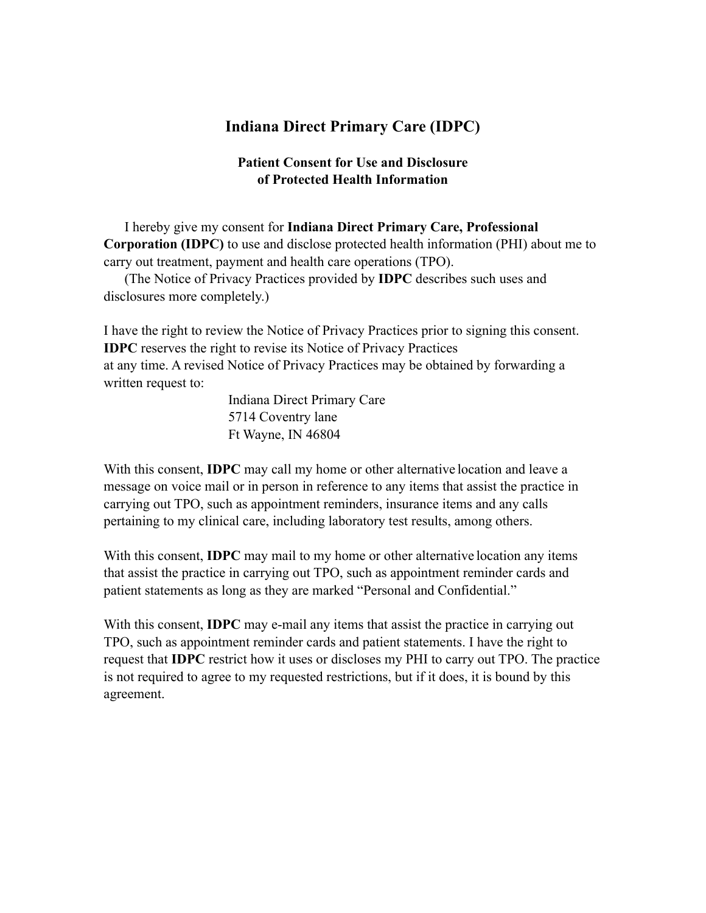# Indiana Direct Primary Care (IDPC)

## Patient Consent for Use and Disclosure of Protected Health Information

I hereby give my consent for **Indiana Direct Primary Care, Professional Corporation (IDPC)** to use and disclose protected health information (PHI) about me to carry out treatment, payment and health care operations (TPO).

(The Notice of Privacy Practices provided by **IDPC** describes such uses and disclosures more completely.)

I have the right to review the Notice of Privacy Practices prior to signing this consent. **IDPC** reserves the right to revise its Notice of Privacy Practices at any time. A revised Notice of Privacy Practices may be obtained by forwarding a written request to:

Indiana Direct Primary Care
5714 Coventry lane
Ft Wayne, IN 46804

With this consent, **IDPC** may call my home or other alternative location and leave a message on voice mail or in person in reference to any items that assist the practice in carrying out TPO, such as appointment reminders, insurance items and any calls pertaining to my clinical care, including laboratory test results, among others.

With this consent, **IDPC** may mail to my home or other alternative location any items that assist the practice in carrying out TPO, such as appointment reminder cards and patient statements as long as they are marked "Personal and Confidential."

With this consent, **IDPC** may e-mail any items that assist the practice in carrying out TPO, such as appointment reminder cards and patient statements. I have the right to request that **IDPC** restrict how it uses or discloses my PHI to carry out TPO. The practice is not required to agree to my requested restrictions, but if it does, it is bound by this agreement.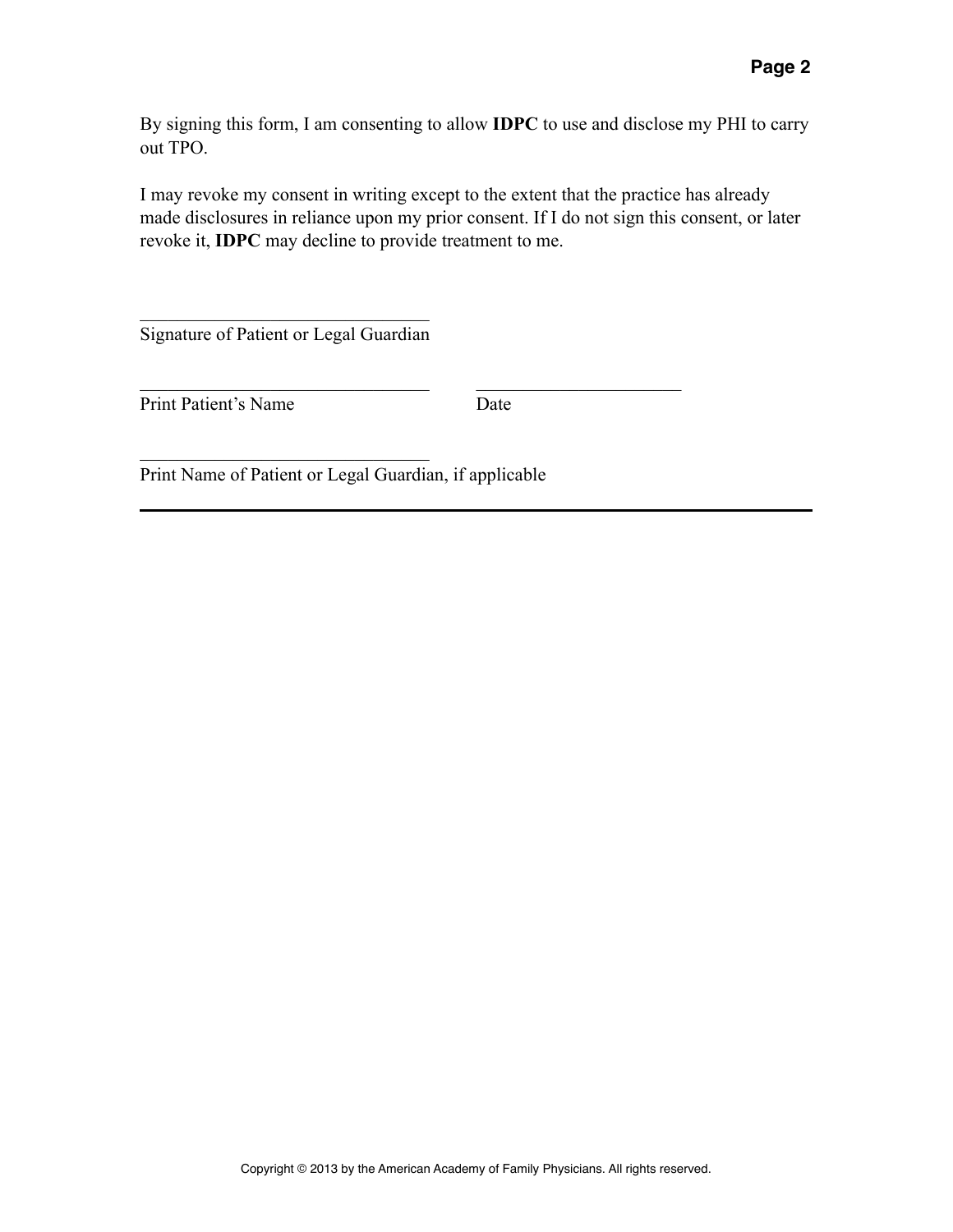By signing this form, I am consenting to allow **IDPC** to use and disclose my PHI to carry out TPO.

I may revoke my consent in writing except to the extent that the practice has already made disclosures in reliance upon my prior consent. If I do not sign this consent, or later revoke it, **IDPC** may decline to provide treatment to me.

________________________________
Signature of Patient or Legal Guardian

________________________________ ______________________
Print Patient's Name Date

________________________________
Print Name of Patient or Legal Guardian, if applicable

---

Copyright © 2013 by the American Academy of Family Physicians. All rights reserved.